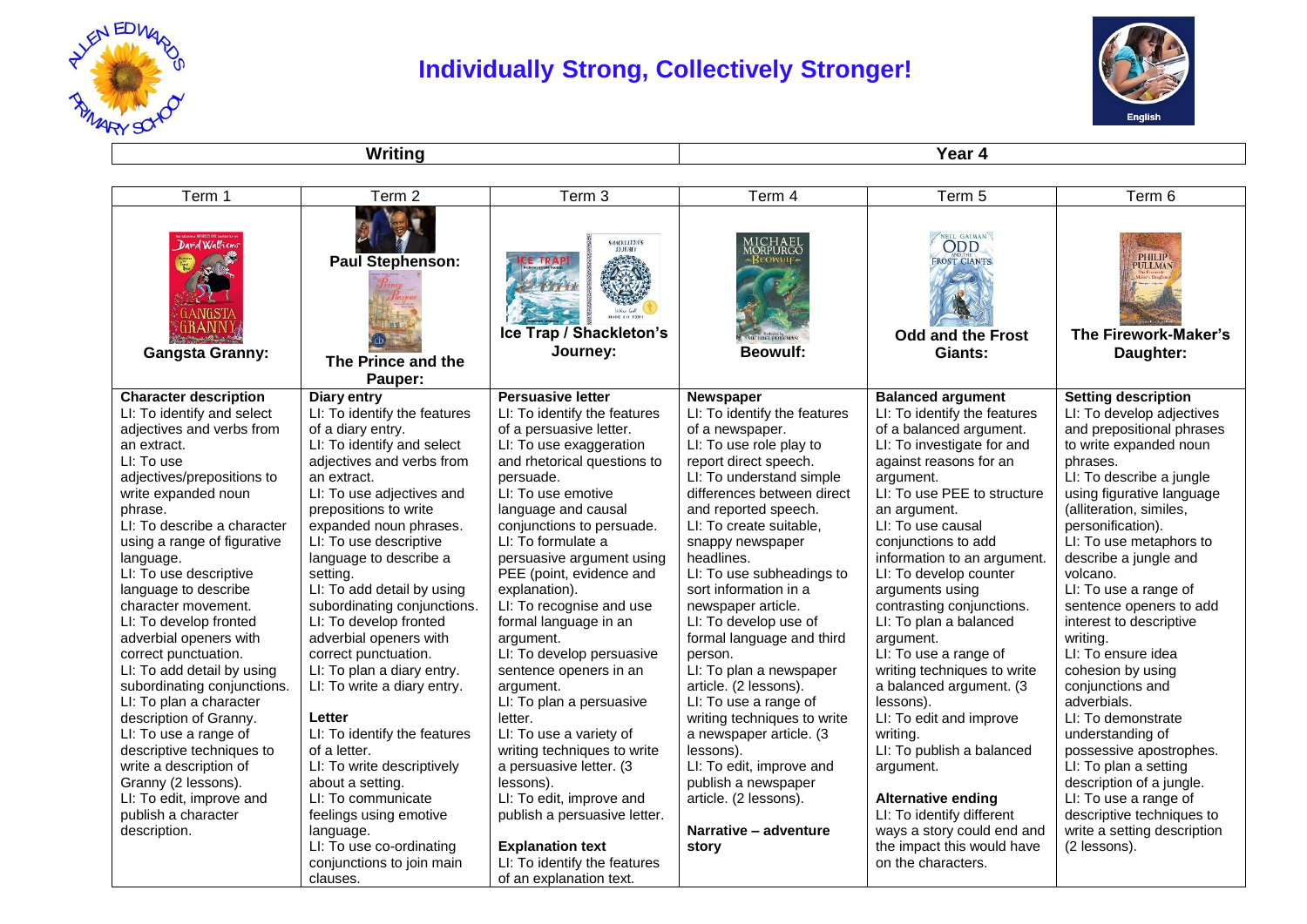# Individually Strong, Collectively Stronger!

| Writing | Year 4 |
| --- | --- |

| Term 1 | Term 2 | Term 3 | Term 4 | Term 5 | Term 6 |
| --- | --- | --- | --- | --- | --- |
| **Gangsta Granny:** | **Paul Stephenson:** **The Prince and the Pauper:** | **Ice Trap / Shackleton's Journey:** | **Beowulf:** | **Odd and the Frost Giants:** | **The Firework-Maker's Daughter:** |
| **Character description**<br>LI: To identify and select adjectives and verbs from an extract.<br>LI: To use adjectives/prepositions to write expanded noun phrase.<br>LI: To describe a character using a range of figurative language.<br>LI: To use descriptive language to describe character movement.<br>LI: To develop fronted adverbial openers with correct punctuation.<br>LI: To add detail by using subordinating conjunctions.<br>LI: To plan a character description of Granny.<br>LI: To use a range of descriptive techniques to write a description of Granny (2 lessons).<br>LI: To edit, improve and publish a character description. | **Diary entry**<br>LI: To identify the features of a diary entry.<br>LI: To identify and select adjectives and verbs from an extract.<br>LI: To use adjectives and prepositions to write expanded noun phrases.<br>LI: To use descriptive language to describe a setting.<br>LI: To add detail by using subordinating conjunctions.<br>LI: To develop fronted adverbial openers with correct punctuation.<br>LI: To plan a diary entry.<br>LI: To write a diary entry.<br><br>**Letter**<br>LI: To identify the features of a letter.<br>LI: To write descriptively about a setting.<br>LI: To communicate feelings using emotive language.<br>LI: To use co-ordinating conjunctions to join main clauses. | **Persuasive letter**<br>LI: To identify the features of a persuasive letter.<br>LI: To use exaggeration and rhetorical questions to persuade.<br>LI: To use emotive language and causal conjunctions to persuade.<br>LI: To formulate a persuasive argument using PEE (point, evidence and explanation).<br>LI: To recognise and use formal language in an argument.<br>LI: To develop persuasive sentence openers in an argument.<br>LI: To plan a persuasive letter.<br>LI: To use a variety of writing techniques to write a persuasive letter. (3 lessons).<br>LI: To edit, improve and publish a persuasive letter.<br><br>**Explanation text**<br>LI: To identify the features of an explanation text. | **Newspaper**<br>LI: To identify the features of a newspaper.<br>LI: To use role play to report direct speech.<br>LI: To understand simple differences between direct and reported speech.<br>LI: To create suitable, snappy newspaper headlines.<br>LI: To use subheadings to sort information in a newspaper article.<br>LI: To develop use of formal language and third person.<br>LI: To plan a newspaper article. (2 lessons).<br>LI: To use a range of writing techniques to write a newspaper article. (3 lessons).<br>LI: To edit, improve and publish a newspaper article. (2 lessons).<br><br>**Narrative – adventure story** | **Balanced argument**<br>LI: To identify the features of a balanced argument.<br>LI: To investigate for and against reasons for an argument.<br>LI: To use PEE to structure an argument.<br>LI: To use causal conjunctions to add information to an argument.<br>LI: To develop counter arguments using contrasting conjunctions.<br>LI: To plan a balanced argument.<br>LI: To use a range of writing techniques to write a balanced argument. (3 lessons).<br>LI: To edit and improve writing.<br>LI: To publish a balanced argument.<br><br>**Alternative ending**<br>LI: To identify different ways a story could end and the impact this would have on the characters. | **Setting description**<br>LI: To develop adjectives and prepositional phrases to write expanded noun phrases.<br>LI: To describe a jungle using figurative language (alliteration, similes, personification).<br>LI: To use metaphors to describe a jungle and volcano.<br>LI: To use a range of sentence openers to add interest to descriptive writing.<br>LI: To ensure idea cohesion by using conjunctions and adverbials.<br>LI: To demonstrate understanding of possessive apostrophes.<br>LI: To plan a setting description of a jungle.<br>LI: To use a range of descriptive techniques to write a setting description (2 lessons). |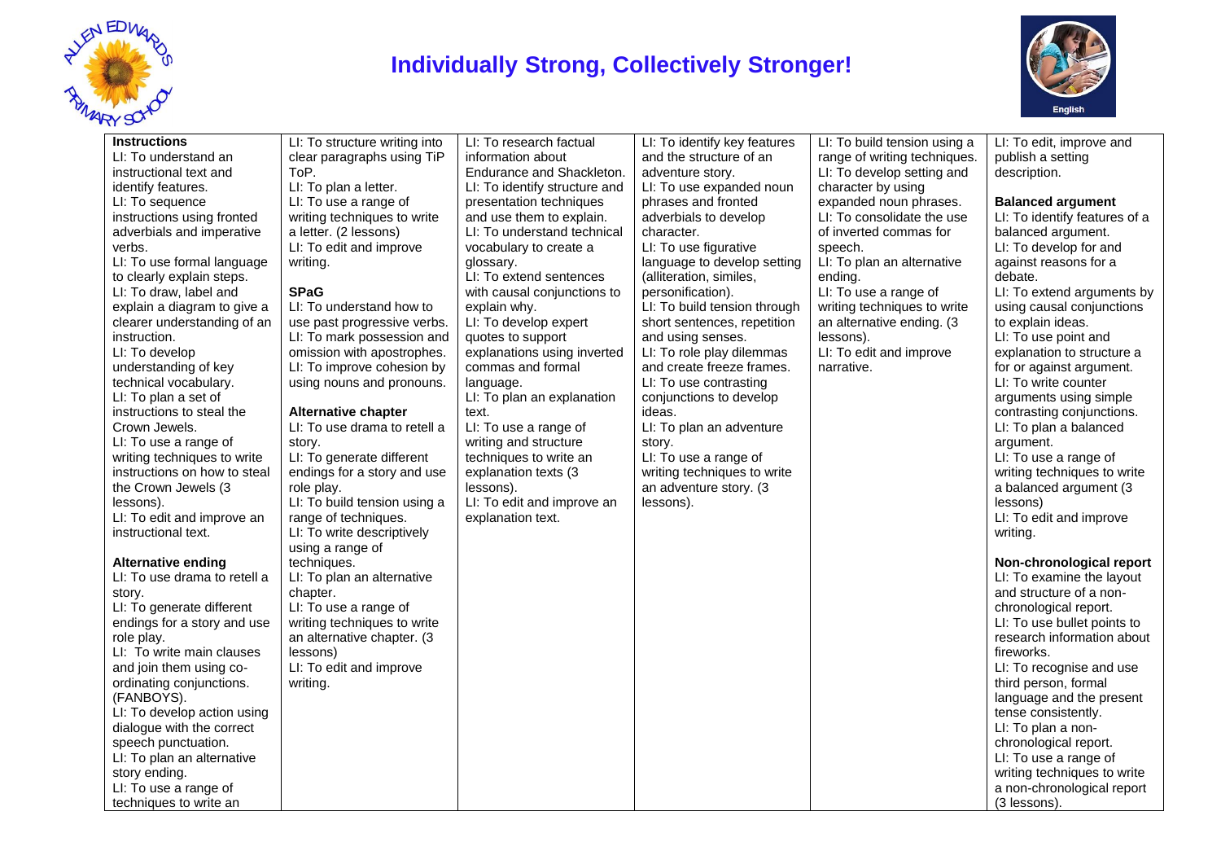# Individually Strong, Collectively Stronger!

English

| | | | | | |
|---|---|---|---|---|---|
| **Instructions**<br>LI: To understand an instructional text and identify features.<br>LI: To sequence instructions using fronted adverbials and imperative verbs.<br>LI: To use formal language to clearly explain steps.<br>LI: To draw, label and explain a diagram to give a clearer understanding of an instruction.<br>LI: To develop understanding of key technical vocabulary.<br>LI: To plan a set of instructions to steal the Crown Jewels.<br>LI: To use a range of writing techniques to write instructions on how to steal the Crown Jewels (3 lessons).<br>LI: To edit and improve an instructional text.<br><br>**Alternative ending**<br>LI: To use drama to retell a story.<br>LI: To generate different endings for a story and use role play.<br>LI: To write main clauses and join them using co-ordinating conjunctions. (FANBOYS).<br>LI: To develop action using dialogue with the correct speech punctuation.<br>LI: To plan an alternative story ending.<br>LI: To use a range of techniques to write an | LI: To structure writing into clear paragraphs using TiP ToP.<br>LI: To plan a letter.<br>LI: To use a range of writing techniques to write a letter. (2 lessons)<br>LI: To edit and improve writing.<br><br>**SPaG**<br>LI: To understand how to use past progressive verbs.<br>LI: To mark possession and omission with apostrophes.<br>LI: To improve cohesion by using nouns and pronouns.<br><br>**Alternative chapter**<br>LI: To use drama to retell a story.<br>LI: To generate different endings for a story and use role play.<br>LI: To build tension using a range of techniques.<br>LI: To write descriptively using a range of techniques.<br>LI: To plan an alternative chapter.<br>LI: To use a range of writing techniques to write an alternative chapter. (3 lessons)<br>LI: To edit and improve writing. | LI: To research factual information about Endurance and Shackleton.<br>LI: To identify structure and presentation techniques and use them to explain.<br>LI: To understand technical vocabulary to create a glossary.<br>LI: To extend sentences with causal conjunctions to explain why.<br>LI: To develop expert quotes to support explanations using inverted commas and formal language.<br>LI: To plan an explanation text.<br>LI: To use a range of writing and structure techniques to write an explanation texts (3 lessons).<br>LI: To edit and improve an explanation text. | LI: To identify key features and the structure of an adventure story.<br>LI: To use expanded noun phrases and fronted adverbials to develop character.<br>LI: To use figurative language to develop setting (alliteration, similes, personification).<br>LI: To build tension through short sentences, repetition and using senses.<br>LI: To role play dilemmas and create freeze frames.<br>LI: To use contrasting conjunctions to develop ideas.<br>LI: To plan an adventure story.<br>LI: To use a range of writing techniques to write an adventure story. (3 lessons). | LI: To build tension using a range of writing techniques.<br>LI: To develop setting and character by using expanded noun phrases.<br>LI: To consolidate the use of inverted commas for speech.<br>LI: To plan an alternative ending.<br>LI: To use a range of writing techniques to write an alternative ending. (3 lessons).<br>LI: To edit and improve narrative. | LI: To edit, improve and publish a setting description.<br><br>**Balanced argument**<br>LI: To identify features of a balanced argument.<br>LI: To develop for and against reasons for a debate.<br>LI: To extend arguments by using causal conjunctions to explain ideas.<br>LI: To use point and explanation to structure a for or against argument.<br>LI: To write counter arguments using simple contrasting conjunctions.<br>LI: To plan a balanced argument.<br>LI: To use a range of writing techniques to write a balanced argument (3 lessons)<br>LI: To edit and improve writing.<br><br>**Non-chronological report**<br>LI: To examine the layout and structure of a non-chronological report.<br>LI: To use bullet points to research information about fireworks.<br>LI: To recognise and use third person, formal language and the present tense consistently.<br>LI: To plan a non-chronological report.<br>LI: To use a range of writing techniques to write a non-chronological report (3 lessons). |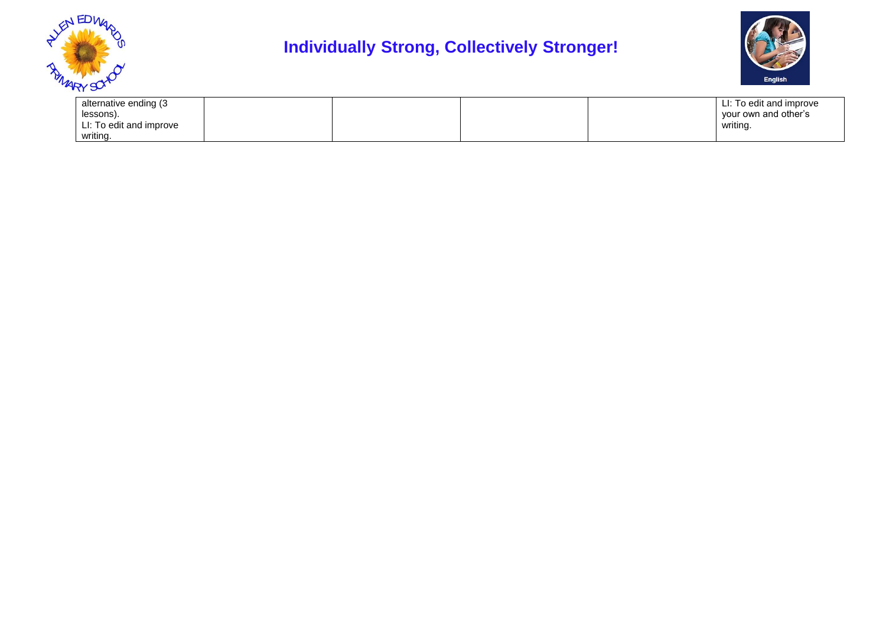| | | | | | |
|---|---|---|---|---|---|
| alternative ending (3 lessons).<br>LI: To edit and improve writing. | | | | | LI: To edit and improve your own and other's writing. |